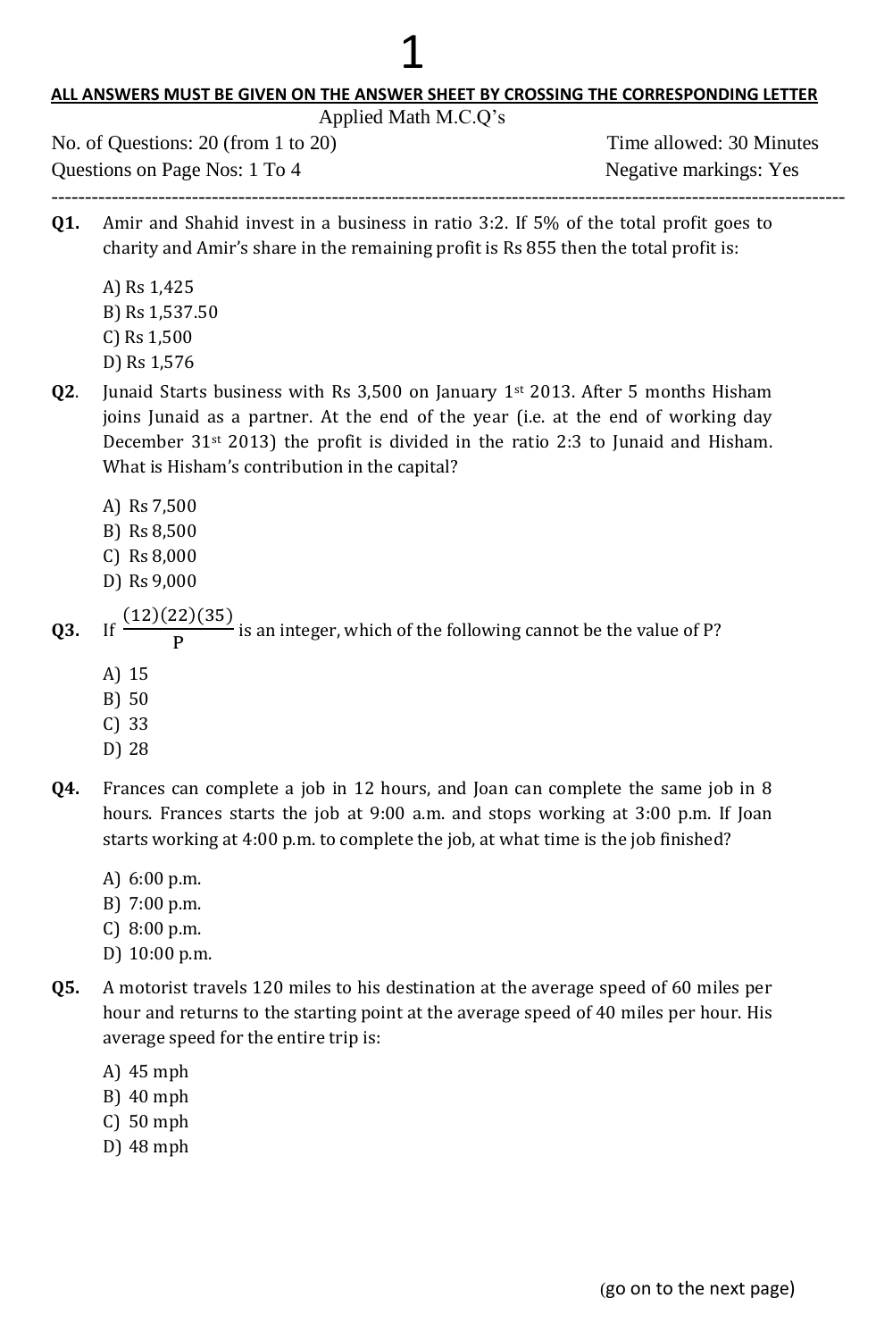**ALL ANSWERS MUST BE GIVEN ON THE ANSWER SHEET BY CROSSING THE CORRESPONDING LETTER**

Applied Math M.C.Q's

No. of Questions: 20 (from 1 to 20) Time allowed: 30 Minutes

Questions on Page Nos: 1 To 4 Negative markings: Yes

---

**Q1.** Amir and Shahid invest in a business in ratio 3:2. If 5% of the total profit goes to charity and Amir's share in the remaining profit is Rs 855 then the total profit is:

A) Rs 1,425
B) Rs 1,537.50
C) Rs 1,500
D) Rs 1,576

**Q2**. Junaid Starts business with Rs 3,500 on January 1st 2013. After 5 months Hisham joins Junaid as a partner. At the end of the year (i.e. at the end of working day December 31st 2013) the profit is divided in the ratio 2:3 to Junaid and Hisham. What is Hisham's contribution in the capital?

A) Rs 7,500
B) Rs 8,500
C) Rs 8,000
D) Rs 9,000

**Q3.** If $\frac{(12)(22)(35)}{P}$ is an integer, which of the following cannot be the value of P?

A) 15
B) 50
C) 33
D) 28

**Q4.** Frances can complete a job in 12 hours, and Joan can complete the same job in 8 hours. Frances starts the job at 9:00 a.m. and stops working at 3:00 p.m. If Joan starts working at 4:00 p.m. to complete the job, at what time is the job finished?

A) 6:00 p.m.
B) 7:00 p.m.
C) 8:00 p.m.
D) 10:00 p.m.

**Q5.** A motorist travels 120 miles to his destination at the average speed of 60 miles per hour and returns to the starting point at the average speed of 40 miles per hour. His average speed for the entire trip is:

A) 45 mph
B) 40 mph
C) 50 mph
D) 48 mph

(go on to the next page)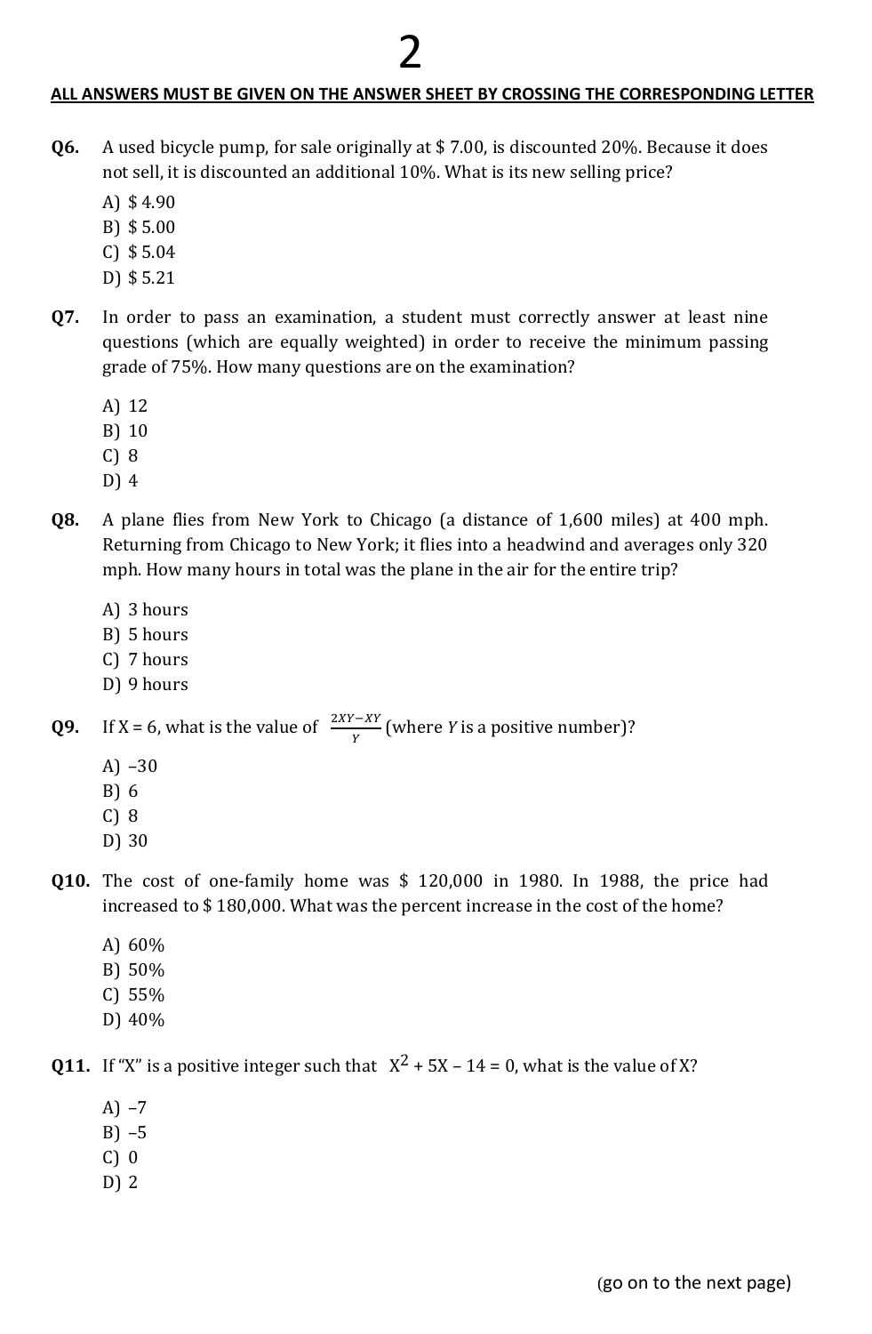**ALL ANSWERS MUST BE GIVEN ON THE ANSWER SHEET BY CROSSING THE CORRESPONDING LETTER**

**Q6.** A used bicycle pump, for sale originally at $ 7.00, is discounted 20%. Because it does not sell, it is discounted an additional 10%. What is its new selling price?

A) $ 4.90
B) $ 5.00
C) $ 5.04
D) $ 5.21

**Q7.** In order to pass an examination, a student must correctly answer at least nine questions (which are equally weighted) in order to receive the minimum passing grade of 75%. How many questions are on the examination?

A) 12
B) 10
C) 8
D) 4

**Q8.** A plane flies from New York to Chicago (a distance of 1,600 miles) at 400 mph. Returning from Chicago to New York; it flies into a headwind and averages only 320 mph. How many hours in total was the plane in the air for the entire trip?

A) 3 hours
B) 5 hours
C) 7 hours
D) 9 hours

**Q9.** If X = 6, what is the value of $\frac{2XY - XY}{Y}$ (where *Y* is a positive number)?

A) –30
B) 6
C) 8
D) 30

**Q10.** The cost of one-family home was $ 120,000 in 1980. In 1988, the price had increased to $ 180,000. What was the percent increase in the cost of the home?

A) 60%
B) 50%
C) 55%
D) 40%

**Q11.** If "X" is a positive integer such that $X^2 + 5X - 14 = 0$, what is the value of X?

A) –7
B) –5
C) 0
D) 2

(go on to the next page)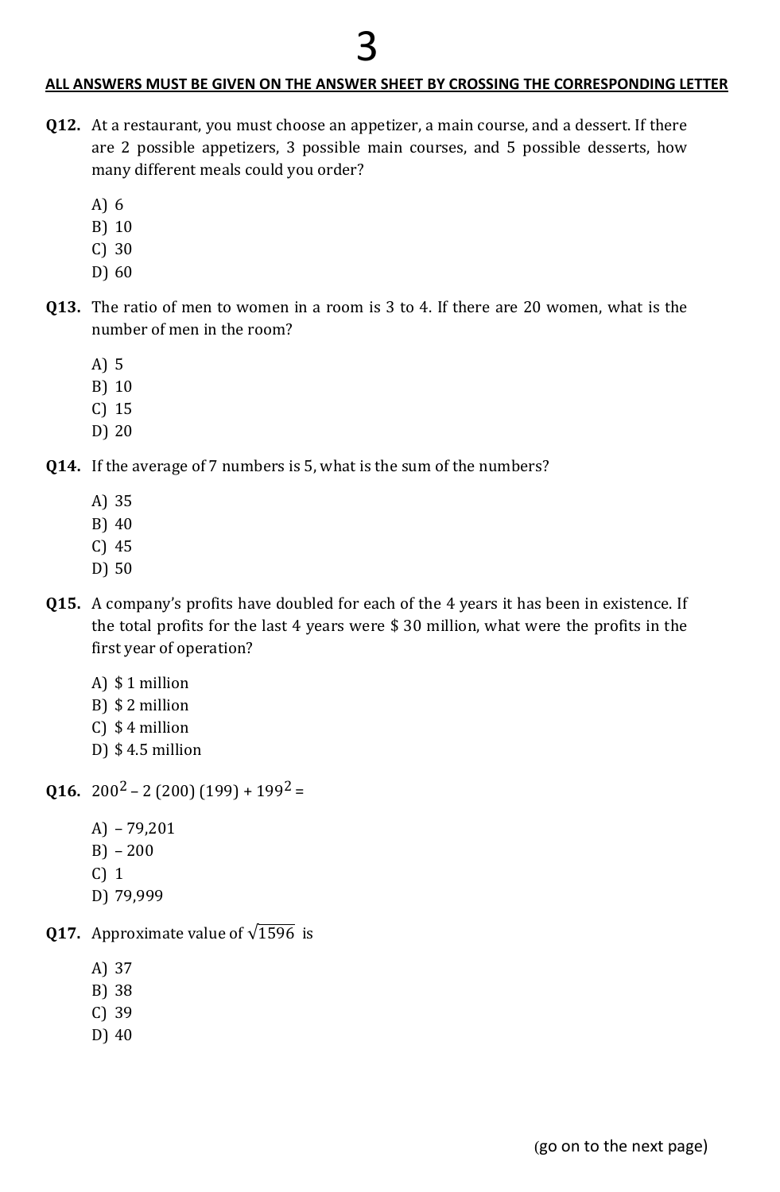**ALL ANSWERS MUST BE GIVEN ON THE ANSWER SHEET BY CROSSING THE CORRESPONDING LETTER**

**Q12.** At a restaurant, you must choose an appetizer, a main course, and a dessert. If there are 2 possible appetizers, 3 possible main courses, and 5 possible desserts, how many different meals could you order?

A) 6
B) 10
C) 30
D) 60

**Q13.** The ratio of men to women in a room is 3 to 4. If there are 20 women, what is the number of men in the room?

A) 5
B) 10
C) 15
D) 20

**Q14.** If the average of 7 numbers is 5, what is the sum of the numbers?

A) 35
B) 40
C) 45
D) 50

**Q15.** A company's profits have doubled for each of the 4 years it has been in existence. If the total profits for the last 4 years were \$ 30 million, what were the profits in the first year of operation?

A) \$ 1 million
B) \$ 2 million
C) \$ 4 million
D) \$ 4.5 million

**Q16.** $200^2 - 2\,(200)\,(199) + 199^2 =$

A) – 79,201
B) – 200
C) 1
D) 79,999

**Q17.** Approximate value of $\sqrt{1596}$ is

A) 37
B) 38
C) 39
D) 40

(go on to the next page)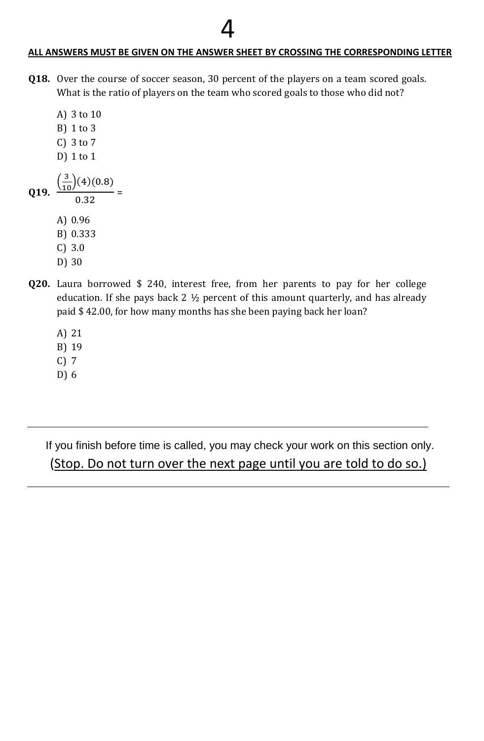**ALL ANSWERS MUST BE GIVEN ON THE ANSWER SHEET BY CROSSING THE CORRESPONDING LETTER**

**Q18.** Over the course of soccer season, 30 percent of the players on a team scored goals. What is the ratio of players on the team who scored goals to those who did not?

A) 3 to 10
B) 1 to 3
C) 3 to 7
D) 1 to 1

**Q19.** $\dfrac{\left(\frac{3}{10}\right)(4)(0.8)}{0.32} =$

A) 0.96
B) 0.333
C) 3.0
D) 30

**Q20.** Laura borrowed $ 240, interest free, from her parents to pay for her college education. If she pays back 2 ½ percent of this amount quarterly, and has already paid $ 42.00, for how many months has she been paying back her loan?

A) 21
B) 19
C) 7
D) 6

---

If you finish before time is called, you may check your work on this section only.

(Stop. Do not turn over the next page until you are told to do so.)

---